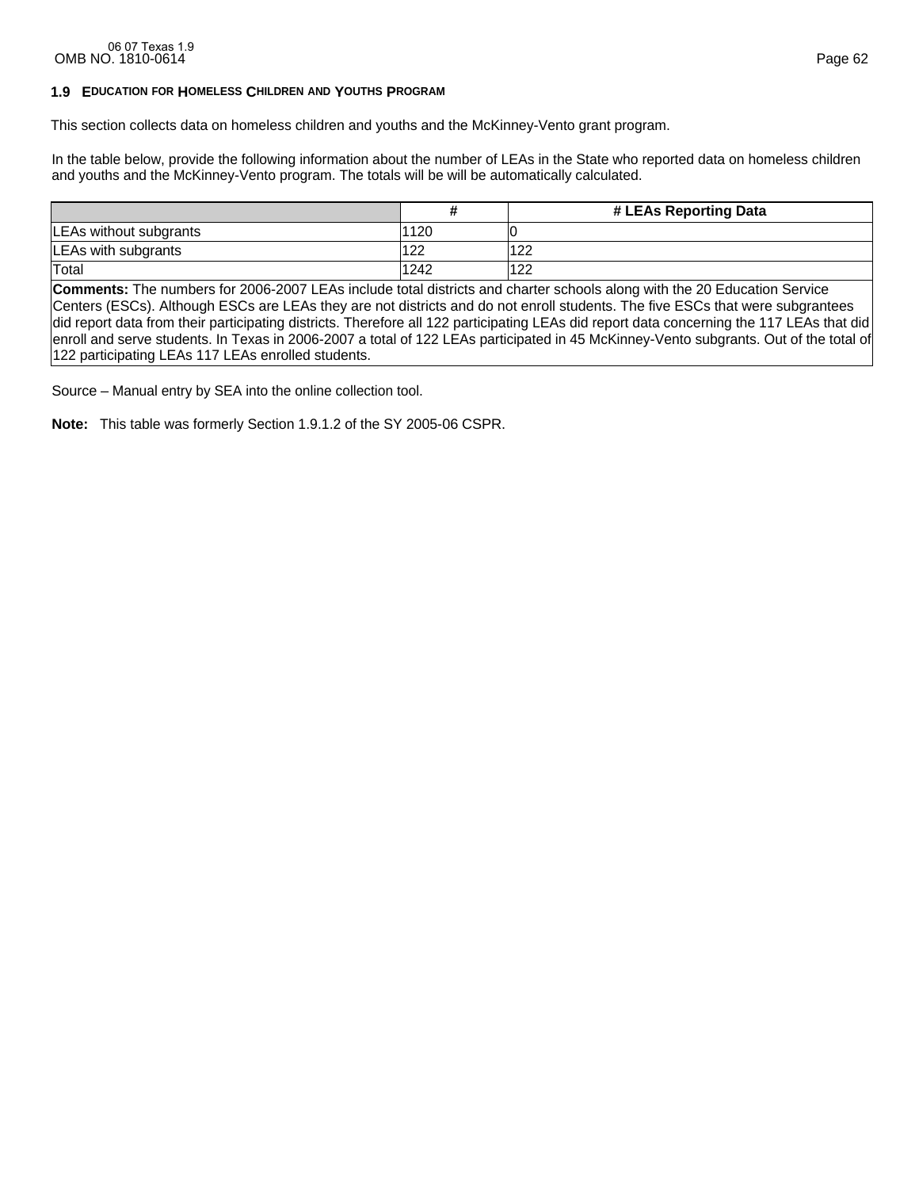## 1.9 EDUCATION FOR HOMELESS CHILDREN AND YOUTHS PROGRAM

This section collects data on homeless children and youths and the McKinney-Vento grant program.

In the table below, provide the following information about the number of LEAs in the State who reported data on homeless children and youths and the McKinney-Vento program. The totals will be will be automatically calculated.

| | # | # LEAs Reporting Data |
|---|---|---|
| LEAs without subgrants | 1120 | 0 |
| LEAs with subgrants | 122 | 122 |
| Total | 1242 | 122 |

**Comments:** The numbers for 2006-2007 LEAs include total districts and charter schools along with the 20 Education Service Centers (ESCs). Although ESCs are LEAs they are not districts and do not enroll students. The five ESCs that were subgrantees did report data from their participating districts. Therefore all 122 participating LEAs did report data concerning the 117 LEAs that did enroll and serve students. In Texas in 2006-2007 a total of 122 LEAs participated in 45 McKinney-Vento subgrants. Out of the total of 122 participating LEAs 117 LEAs enrolled students.

Source – Manual entry by SEA into the online collection tool.

**Note:** This table was formerly Section 1.9.1.2 of the SY 2005-06 CSPR.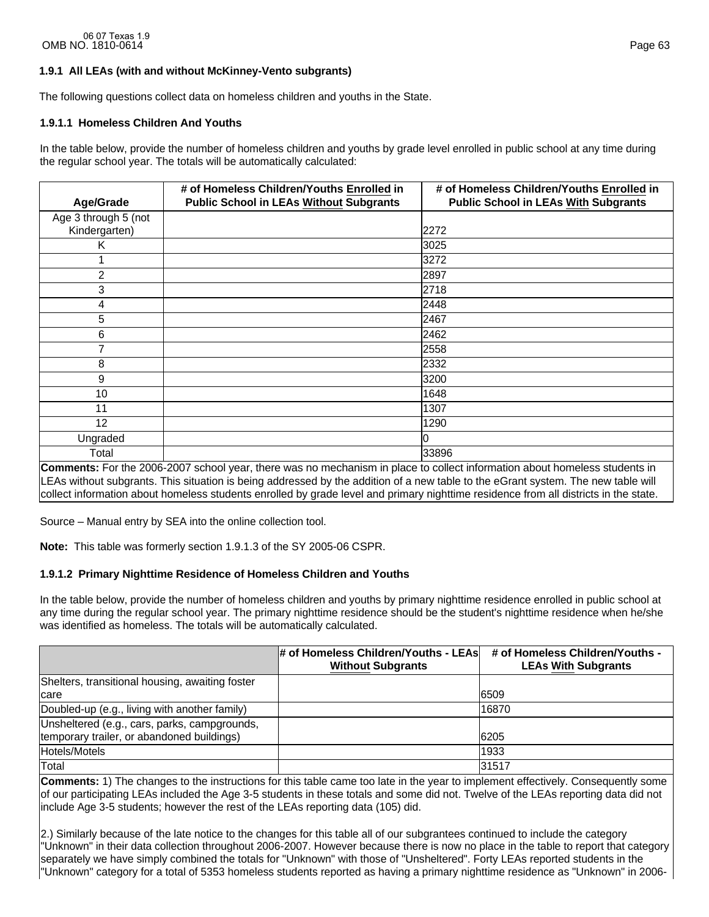### 1.9.1 All LEAs (with and without McKinney-Vento subgrants)

The following questions collect data on homeless children and youths in the State.

#### 1.9.1.1 Homeless Children And Youths

In the table below, provide the number of homeless children and youths by grade level enrolled in public school at any time during the regular school year. The totals will be automatically calculated:

| Age/Grade | # of Homeless Children/Youths Enrolled in Public School in LEAs Without Subgrants | # of Homeless Children/Youths Enrolled in Public School in LEAs With Subgrants |
|---|---|---|
| Age 3 through 5 (not Kindergarten) | | 2272 |
| K | | 3025 |
| 1 | | 3272 |
| 2 | | 2897 |
| 3 | | 2718 |
| 4 | | 2448 |
| 5 | | 2467 |
| 6 | | 2462 |
| 7 | | 2558 |
| 8 | | 2332 |
| 9 | | 3200 |
| 10 | | 1648 |
| 11 | | 1307 |
| 12 | | 1290 |
| Ungraded | | 0 |
| Total | | 33896 |

**Comments:** For the 2006-2007 school year, there was no mechanism in place to collect information about homeless students in LEAs without subgrants. This situation is being addressed by the addition of a new table to the eGrant system. The new table will collect information about homeless students enrolled by grade level and primary nighttime residence from all districts in the state.

Source – Manual entry by SEA into the online collection tool.

**Note:** This table was formerly section 1.9.1.3 of the SY 2005-06 CSPR.

#### 1.9.1.2 Primary Nighttime Residence of Homeless Children and Youths

In the table below, provide the number of homeless children and youths by primary nighttime residence enrolled in public school at any time during the regular school year. The primary nighttime residence should be the student's nighttime residence when he/she was identified as homeless. The totals will be automatically calculated.

| | # of Homeless Children/Youths - LEAs Without Subgrants | # of Homeless Children/Youths - LEAs With Subgrants |
|---|---|---|
| Shelters, transitional housing, awaiting foster care | | 6509 |
| Doubled-up (e.g., living with another family) | | 16870 |
| Unsheltered (e.g., cars, parks, campgrounds, temporary trailer, or abandoned buildings) | | 6205 |
| Hotels/Motels | | 1933 |
| Total | | 31517 |

**Comments:** 1) The changes to the instructions for this table came too late in the year to implement effectively. Consequently some of our participating LEAs included the Age 3-5 students in these totals and some did not. Twelve of the LEAs reporting data did not include Age 3-5 students; however the rest of the LEAs reporting data (105) did.

2.) Similarly because of the late notice to the changes for this table all of our subgrantees continued to include the category "Unknown" in their data collection throughout 2006-2007. However because there is now no place in the table to report that category separately we have simply combined the totals for "Unknown" with those of "Unsheltered". Forty LEAs reported students in the "Unknown" category for a total of 5353 homeless students reported as having a primary nighttime residence as "Unknown" in 2006-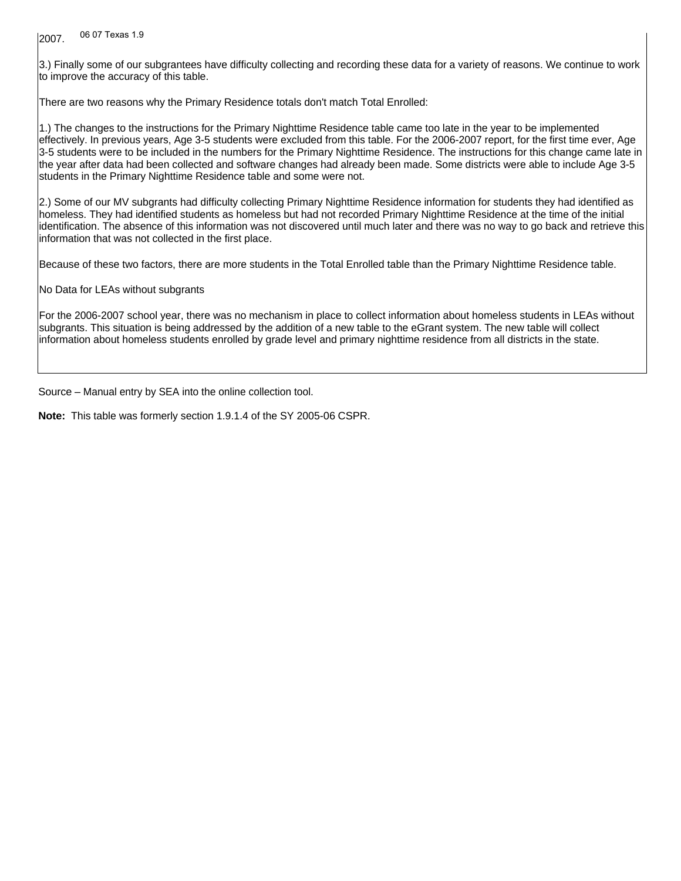2007.

3.) Finally some of our subgrantees have difficulty collecting and recording these data for a variety of reasons. We continue to work to improve the accuracy of this table.

There are two reasons why the Primary Residence totals don't match Total Enrolled:

1.) The changes to the instructions for the Primary Nighttime Residence table came too late in the year to be implemented effectively. In previous years, Age 3-5 students were excluded from this table. For the 2006-2007 report, for the first time ever, Age 3-5 students were to be included in the numbers for the Primary Nighttime Residence. The instructions for this change came late in the year after data had been collected and software changes had already been made. Some districts were able to include Age 3-5 students in the Primary Nighttime Residence table and some were not.

2.) Some of our MV subgrants had difficulty collecting Primary Nighttime Residence information for students they had identified as homeless. They had identified students as homeless but had not recorded Primary Nighttime Residence at the time of the initial identification. The absence of this information was not discovered until much later and there was no way to go back and retrieve this information that was not collected in the first place.

Because of these two factors, there are more students in the Total Enrolled table than the Primary Nighttime Residence table.

No Data for LEAs without subgrants

For the 2006-2007 school year, there was no mechanism in place to collect information about homeless students in LEAs without subgrants. This situation is being addressed by the addition of a new table to the eGrant system. The new table will collect information about homeless students enrolled by grade level and primary nighttime residence from all districts in the state.

Source – Manual entry by SEA into the online collection tool.

**Note:** This table was formerly section 1.9.1.4 of the SY 2005-06 CSPR.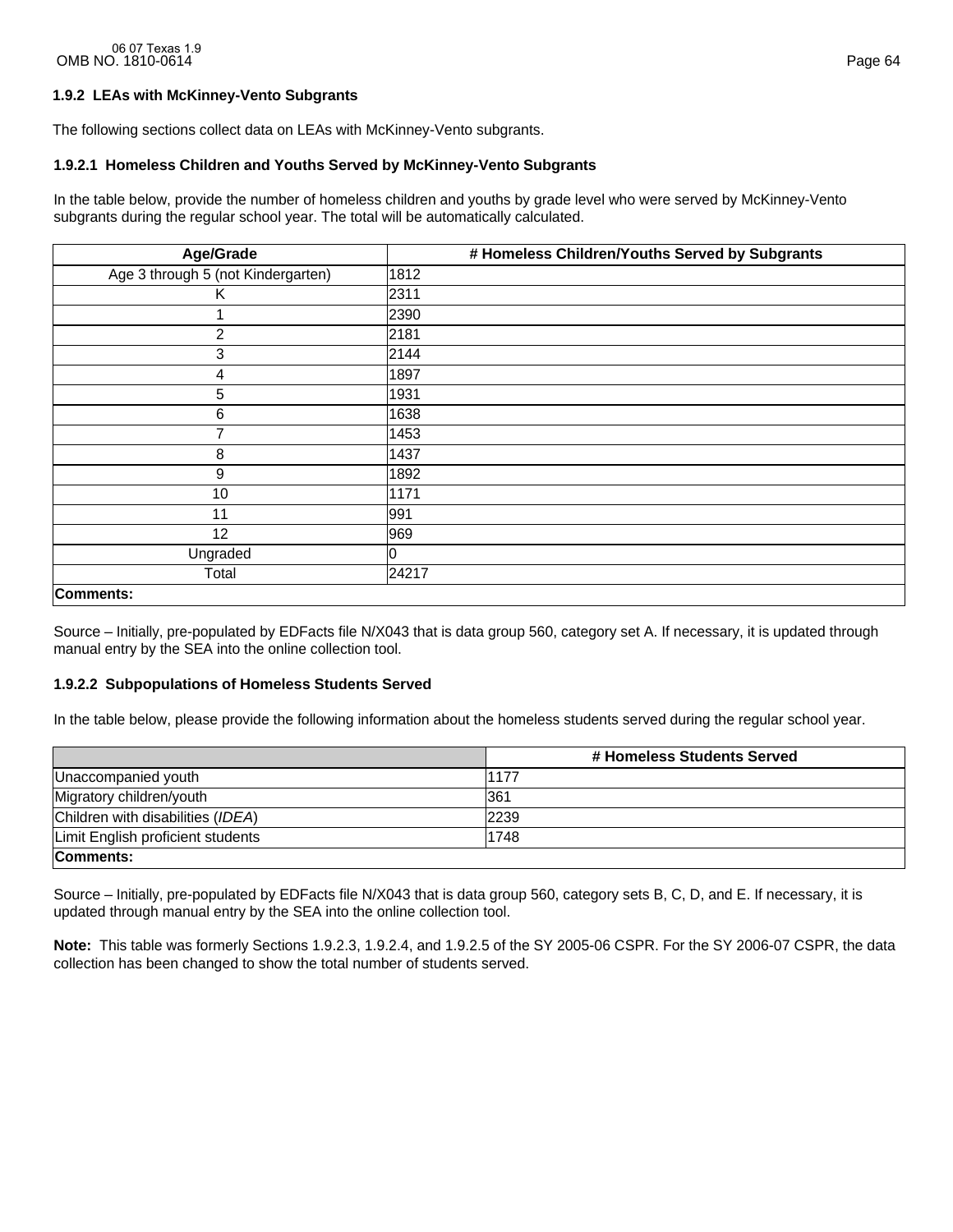### 1.9.2 LEAs with McKinney-Vento Subgrants

The following sections collect data on LEAs with McKinney-Vento subgrants.

#### 1.9.2.1 Homeless Children and Youths Served by McKinney-Vento Subgrants

In the table below, provide the number of homeless children and youths by grade level who were served by McKinney-Vento subgrants during the regular school year. The total will be automatically calculated.

| Age/Grade | # Homeless Children/Youths Served by Subgrants |
|---|---|
| Age 3 through 5 (not Kindergarten) | 1812 |
| K | 2311 |
| 1 | 2390 |
| 2 | 2181 |
| 3 | 2144 |
| 4 | 1897 |
| 5 | 1931 |
| 6 | 1638 |
| 7 | 1453 |
| 8 | 1437 |
| 9 | 1892 |
| 10 | 1171 |
| 11 | 991 |
| 12 | 969 |
| Ungraded | 0 |
| Total | 24217 |
| **Comments:** | |

Source – Initially, pre-populated by EDFacts file N/X043 that is data group 560, category set A. If necessary, it is updated through manual entry by the SEA into the online collection tool.

#### 1.9.2.2 Subpopulations of Homeless Students Served

In the table below, please provide the following information about the homeless students served during the regular school year.

| | # Homeless Students Served |
|---|---|
| Unaccompanied youth | 1177 |
| Migratory children/youth | 361 |
| Children with disabilities (*IDEA*) | 2239 |
| Limit English proficient students | 1748 |
| **Comments:** | |

Source – Initially, pre-populated by EDFacts file N/X043 that is data group 560, category sets B, C, D, and E. If necessary, it is updated through manual entry by the SEA into the online collection tool.

**Note:** This table was formerly Sections 1.9.2.3, 1.9.2.4, and 1.9.2.5 of the SY 2005-06 CSPR. For the SY 2006-07 CSPR, the data collection has been changed to show the total number of students served.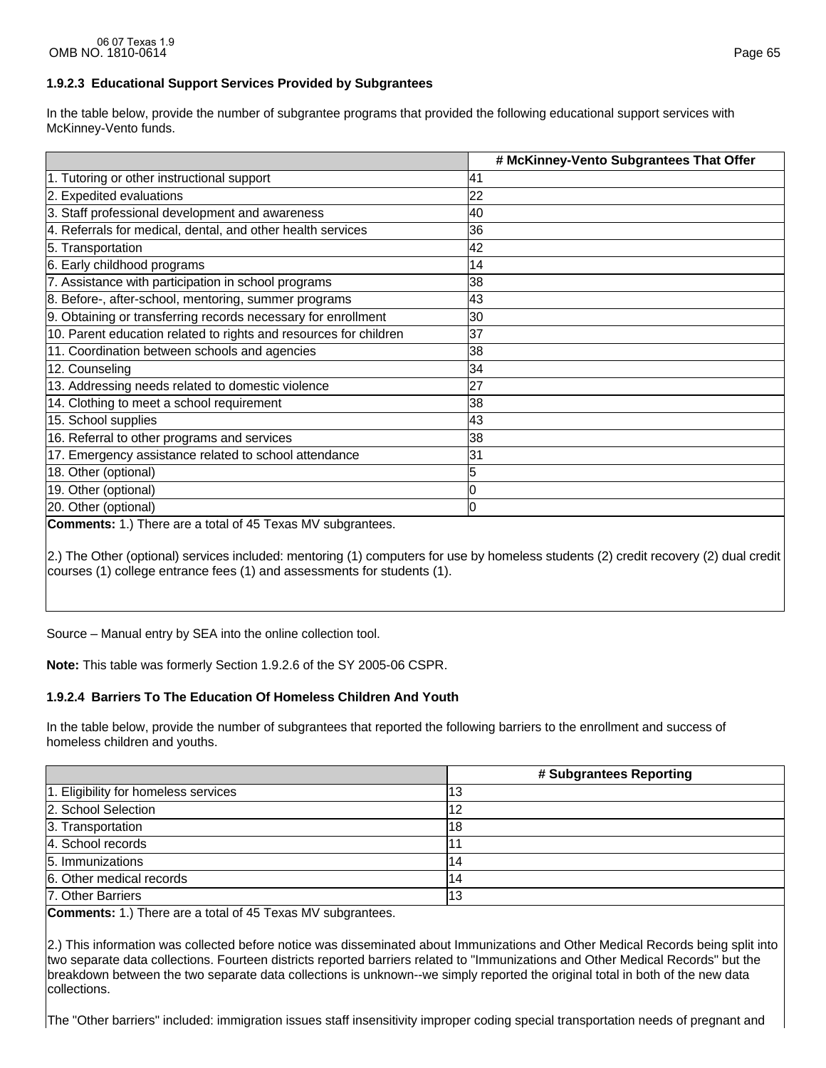### 1.9.2.3 Educational Support Services Provided by Subgrantees

In the table below, provide the number of subgrantee programs that provided the following educational support services with McKinney-Vento funds.

| | # McKinney-Vento Subgrantees That Offer |
|---|---|
| 1. Tutoring or other instructional support | 41 |
| 2. Expedited evaluations | 22 |
| 3. Staff professional development and awareness | 40 |
| 4. Referrals for medical, dental, and other health services | 36 |
| 5. Transportation | 42 |
| 6. Early childhood programs | 14 |
| 7. Assistance with participation in school programs | 38 |
| 8. Before-, after-school, mentoring, summer programs | 43 |
| 9. Obtaining or transferring records necessary for enrollment | 30 |
| 10. Parent education related to rights and resources for children | 37 |
| 11. Coordination between schools and agencies | 38 |
| 12. Counseling | 34 |
| 13. Addressing needs related to domestic violence | 27 |
| 14. Clothing to meet a school requirement | 38 |
| 15. School supplies | 43 |
| 16. Referral to other programs and services | 38 |
| 17. Emergency assistance related to school attendance | 31 |
| 18. Other (optional) | 5 |
| 19. Other (optional) | 0 |
| 20. Other (optional) | 0 |

**Comments:** 1.) There are a total of 45 Texas MV subgrantees.

2.) The Other (optional) services included: mentoring (1) computers for use by homeless students (2) credit recovery (2) dual credit courses (1) college entrance fees (1) and assessments for students (1).

Source – Manual entry by SEA into the online collection tool.

**Note:** This table was formerly Section 1.9.2.6 of the SY 2005-06 CSPR.

### 1.9.2.4 Barriers To The Education Of Homeless Children And Youth

In the table below, provide the number of subgrantees that reported the following barriers to the enrollment and success of homeless children and youths.

| | # Subgrantees Reporting |
|---|---|
| 1. Eligibility for homeless services | 13 |
| 2. School Selection | 12 |
| 3. Transportation | 18 |
| 4. School records | 11 |
| 5. Immunizations | 14 |
| 6. Other medical records | 14 |
| 7. Other Barriers | 13 |

**Comments:** 1.) There are a total of 45 Texas MV subgrantees.

2.) This information was collected before notice was disseminated about Immunizations and Other Medical Records being split into two separate data collections. Fourteen districts reported barriers related to "Immunizations and Other Medical Records" but the breakdown between the two separate data collections is unknown--we simply reported the original total in both of the new data collections.

The "Other barriers" included: immigration issues staff insensitivity improper coding special transportation needs of pregnant and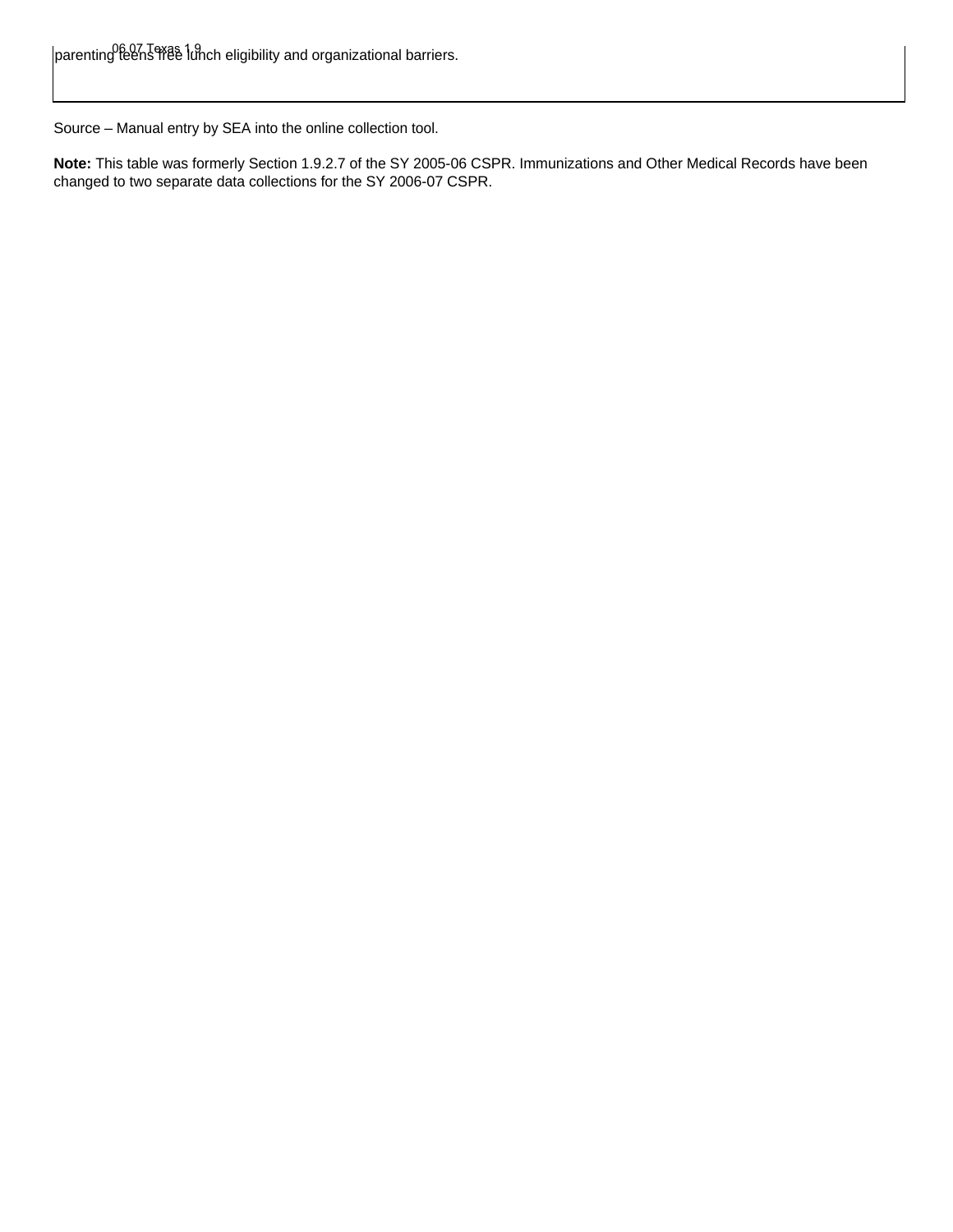| parenting teens free lunch eligibility and organizational barriers. |
|---|

Source – Manual entry by SEA into the online collection tool.

**Note:** This table was formerly Section 1.9.2.7 of the SY 2005-06 CSPR. Immunizations and Other Medical Records have been changed to two separate data collections for the SY 2006-07 CSPR.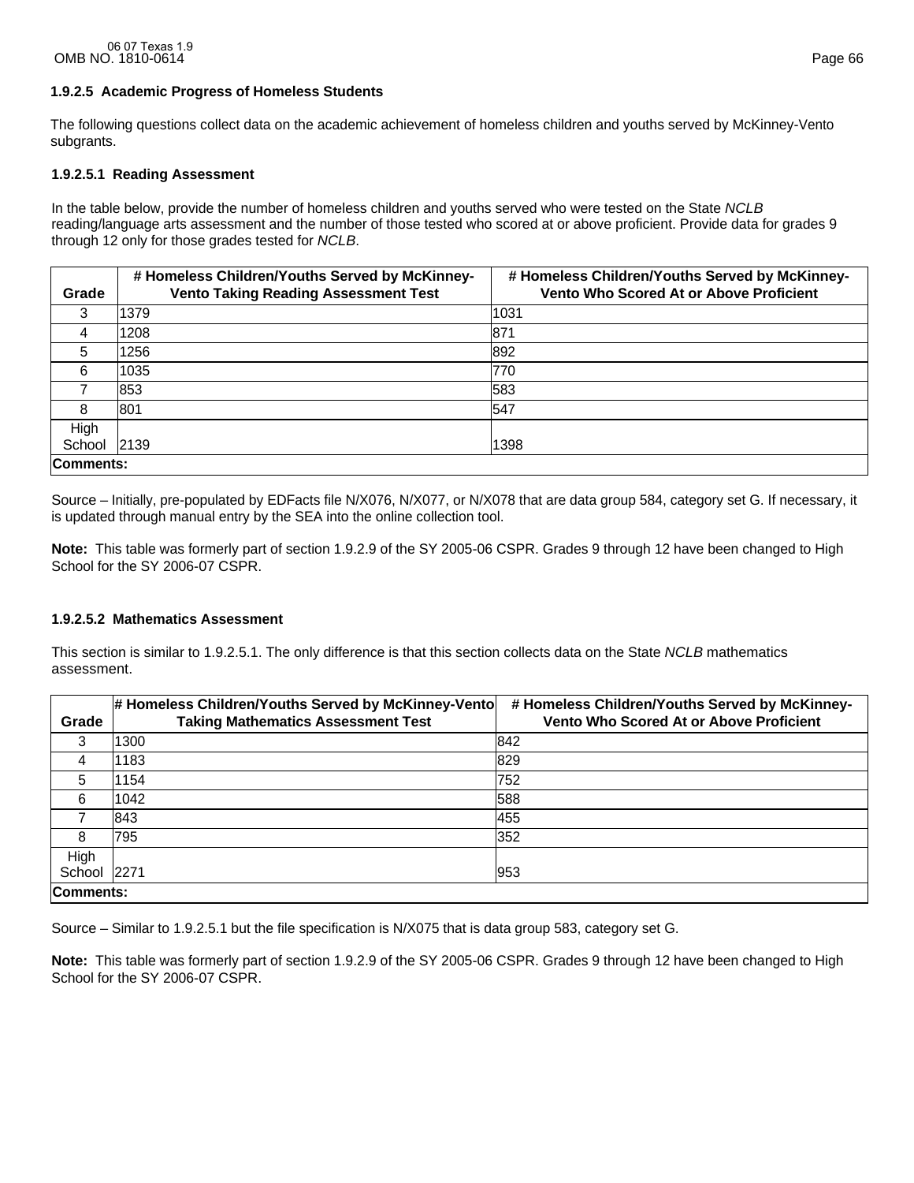### 1.9.2.5 Academic Progress of Homeless Students

The following questions collect data on the academic achievement of homeless children and youths served by McKinney-Vento subgrants.

#### 1.9.2.5.1 Reading Assessment

In the table below, provide the number of homeless children and youths served who were tested on the State *NCLB* reading/language arts assessment and the number of those tested who scored at or above proficient. Provide data for grades 9 through 12 only for those grades tested for *NCLB*.

| Grade | # Homeless Children/Youths Served by McKinney-Vento Taking Reading Assessment Test | # Homeless Children/Youths Served by McKinney-Vento Who Scored At or Above Proficient |
|---|---|---|
| 3 | 1379 | 1031 |
| 4 | 1208 | 871 |
| 5 | 1256 | 892 |
| 6 | 1035 | 770 |
| 7 | 853 | 583 |
| 8 | 801 | 547 |
| High School | 2139 | 1398 |
| **Comments:** | | |

Source – Initially, pre-populated by EDFacts file N/X076, N/X077, or N/X078 that are data group 584, category set G. If necessary, it is updated through manual entry by the SEA into the online collection tool.

**Note:** This table was formerly part of section 1.9.2.9 of the SY 2005-06 CSPR. Grades 9 through 12 have been changed to High School for the SY 2006-07 CSPR.

#### 1.9.2.5.2 Mathematics Assessment

This section is similar to 1.9.2.5.1. The only difference is that this section collects data on the State *NCLB* mathematics assessment.

| Grade | # Homeless Children/Youths Served by McKinney-Vento Taking Mathematics Assessment Test | # Homeless Children/Youths Served by McKinney-Vento Who Scored At or Above Proficient |
|---|---|---|
| 3 | 1300 | 842 |
| 4 | 1183 | 829 |
| 5 | 1154 | 752 |
| 6 | 1042 | 588 |
| 7 | 843 | 455 |
| 8 | 795 | 352 |
| High School | 2271 | 953 |
| **Comments:** | | |

Source – Similar to 1.9.2.5.1 but the file specification is N/X075 that is data group 583, category set G.

**Note:** This table was formerly part of section 1.9.2.9 of the SY 2005-06 CSPR. Grades 9 through 12 have been changed to High School for the SY 2006-07 CSPR.